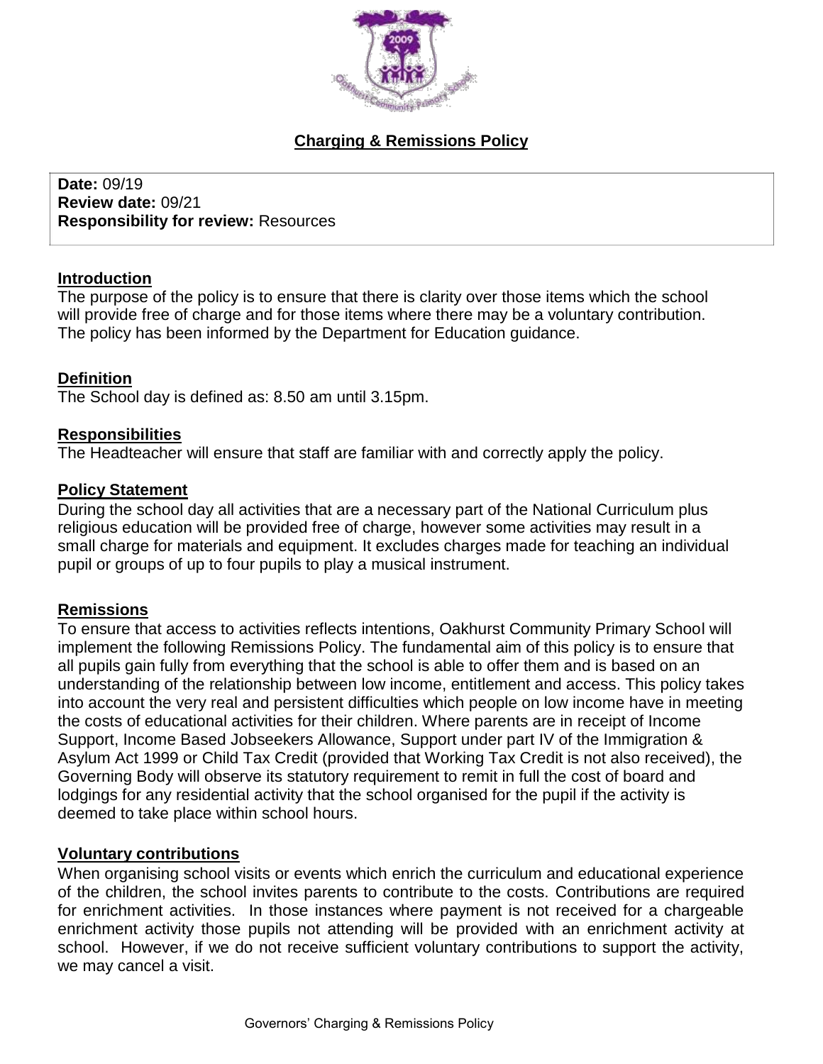## Charging & Remissions Policy

**Date:** 09/19
**Review date:** 09/21
**Responsibility for review:** Resources

### Introduction

The purpose of the policy is to ensure that there is clarity over those items which the school will provide free of charge and for those items where there may be a voluntary contribution. The policy has been informed by the Department for Education guidance.

### Definition

The School day is defined as: 8.50 am until 3.15pm.

### Responsibilities

The Headteacher will ensure that staff are familiar with and correctly apply the policy.

### Policy Statement

During the school day all activities that are a necessary part of the National Curriculum plus religious education will be provided free of charge, however some activities may result in a small charge for materials and equipment. It excludes charges made for teaching an individual pupil or groups of up to four pupils to play a musical instrument.

### Remissions

To ensure that access to activities reflects intentions, Oakhurst Community Primary School will implement the following Remissions Policy. The fundamental aim of this policy is to ensure that all pupils gain fully from everything that the school is able to offer them and is based on an understanding of the relationship between low income, entitlement and access. This policy takes into account the very real and persistent difficulties which people on low income have in meeting the costs of educational activities for their children. Where parents are in receipt of Income Support, Income Based Jobseekers Allowance, Support under part IV of the Immigration & Asylum Act 1999 or Child Tax Credit (provided that Working Tax Credit is not also received), the Governing Body will observe its statutory requirement to remit in full the cost of board and lodgings for any residential activity that the school organised for the pupil if the activity is deemed to take place within school hours.

### Voluntary contributions

When organising school visits or events which enrich the curriculum and educational experience of the children, the school invites parents to contribute to the costs. Contributions are required for enrichment activities. In those instances where payment is not received for a chargeable enrichment activity those pupils not attending will be provided with an enrichment activity at school. However, if we do not receive sufficient voluntary contributions to support the activity, we may cancel a visit.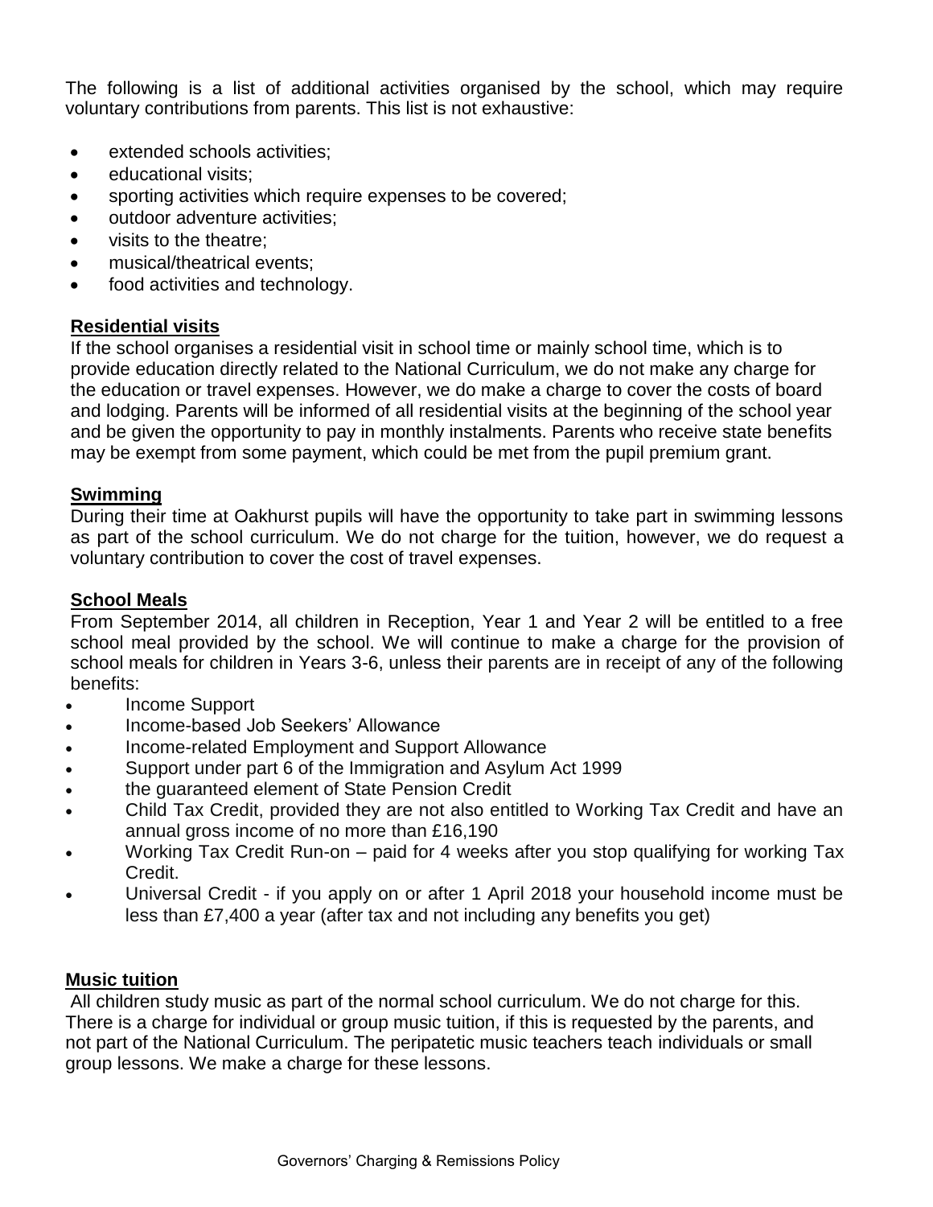The following is a list of additional activities organised by the school, which may require voluntary contributions from parents. This list is not exhaustive:

- extended schools activities;
- educational visits;
- sporting activities which require expenses to be covered;
- outdoor adventure activities;
- visits to the theatre;
- musical/theatrical events;
- food activities and technology.

## Residential visits

If the school organises a residential visit in school time or mainly school time, which is to provide education directly related to the National Curriculum, we do not make any charge for the education or travel expenses. However, we do make a charge to cover the costs of board and lodging. Parents will be informed of all residential visits at the beginning of the school year and be given the opportunity to pay in monthly instalments. Parents who receive state benefits may be exempt from some payment, which could be met from the pupil premium grant.

## Swimming

During their time at Oakhurst pupils will have the opportunity to take part in swimming lessons as part of the school curriculum. We do not charge for the tuition, however, we do request a voluntary contribution to cover the cost of travel expenses.

## School Meals

From September 2014, all children in Reception, Year 1 and Year 2 will be entitled to a free school meal provided by the school. We will continue to make a charge for the provision of school meals for children in Years 3-6, unless their parents are in receipt of any of the following benefits:

- Income Support
- Income-based Job Seekers' Allowance
- Income-related Employment and Support Allowance
- Support under part 6 of the Immigration and Asylum Act 1999
- the guaranteed element of State Pension Credit
- Child Tax Credit, provided they are not also entitled to Working Tax Credit and have an annual gross income of no more than £16,190
- Working Tax Credit Run-on – paid for 4 weeks after you stop qualifying for working Tax Credit.
- Universal Credit - if you apply on or after 1 April 2018 your household income must be less than £7,400 a year (after tax and not including any benefits you get)

## Music tuition

All children study music as part of the normal school curriculum. We do not charge for this. There is a charge for individual or group music tuition, if this is requested by the parents, and not part of the National Curriculum. The peripatetic music teachers teach individuals or small group lessons. We make a charge for these lessons.